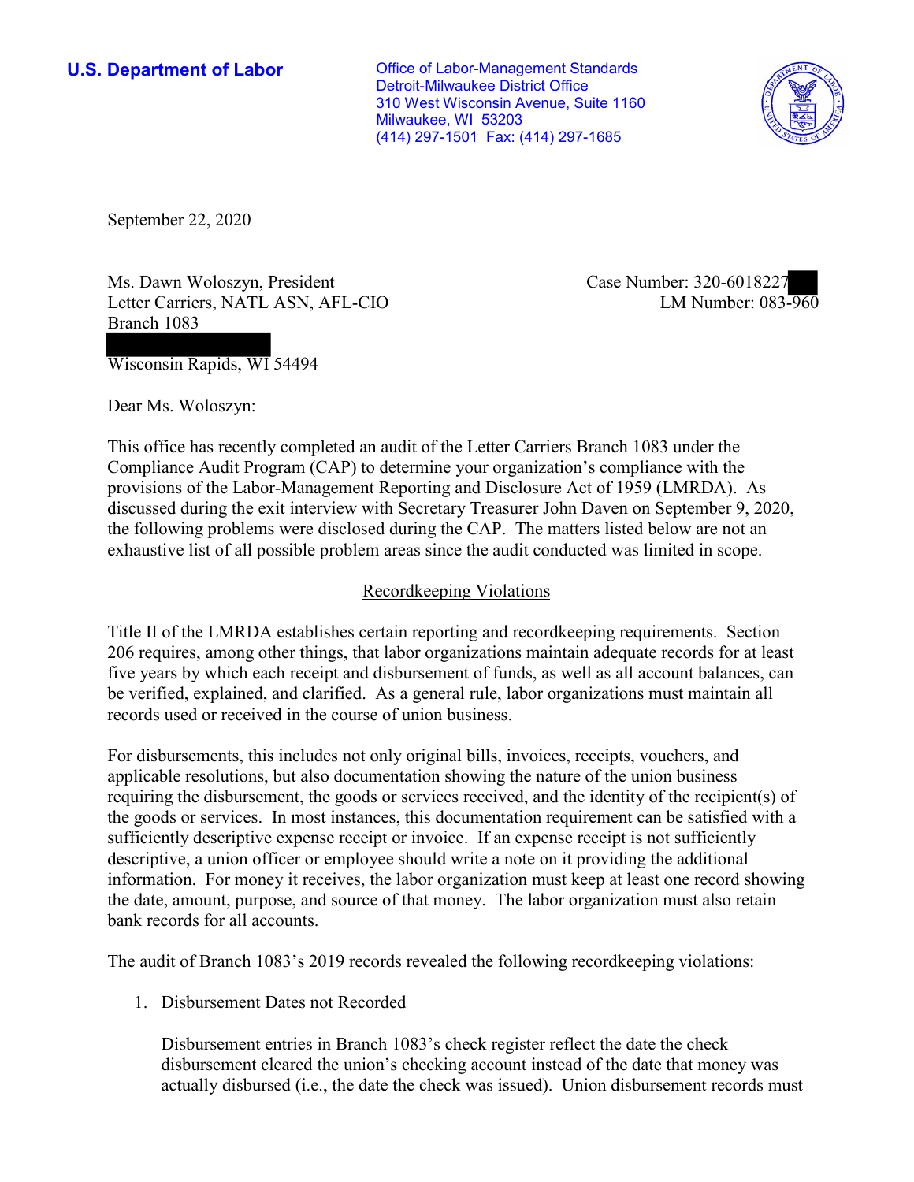**U.S. Department of Labor**

Office of Labor-Management Standards
Detroit-Milwaukee District Office
310 West Wisconsin Avenue, Suite 1160
Milwaukee, WI 53203
(414) 297-1501 Fax: (414) 297-1685

September 22, 2020

Ms. Dawn Woloszyn, President
Letter Carriers, NATL ASN, AFL-CIO
Branch 1083

Wisconsin Rapids, WI 54494

Case Number: 320-6018227
LM Number: 083-960

Dear Ms. Woloszyn:

This office has recently completed an audit of the Letter Carriers Branch 1083 under the Compliance Audit Program (CAP) to determine your organization's compliance with the provisions of the Labor-Management Reporting and Disclosure Act of 1959 (LMRDA). As discussed during the exit interview with Secretary Treasurer John Daven on September 9, 2020, the following problems were disclosed during the CAP. The matters listed below are not an exhaustive list of all possible problem areas since the audit conducted was limited in scope.

## Recordkeeping Violations

Title II of the LMRDA establishes certain reporting and recordkeeping requirements. Section 206 requires, among other things, that labor organizations maintain adequate records for at least five years by which each receipt and disbursement of funds, as well as all account balances, can be verified, explained, and clarified. As a general rule, labor organizations must maintain all records used or received in the course of union business.

For disbursements, this includes not only original bills, invoices, receipts, vouchers, and applicable resolutions, but also documentation showing the nature of the union business requiring the disbursement, the goods or services received, and the identity of the recipient(s) of the goods or services. In most instances, this documentation requirement can be satisfied with a sufficiently descriptive expense receipt or invoice. If an expense receipt is not sufficiently descriptive, a union officer or employee should write a note on it providing the additional information. For money it receives, the labor organization must keep at least one record showing the date, amount, purpose, and source of that money. The labor organization must also retain bank records for all accounts.

The audit of Branch 1083's 2019 records revealed the following recordkeeping violations:

1. Disbursement Dates not Recorded

   Disbursement entries in Branch 1083's check register reflect the date the check disbursement cleared the union's checking account instead of the date that money was actually disbursed (i.e., the date the check was issued). Union disbursement records must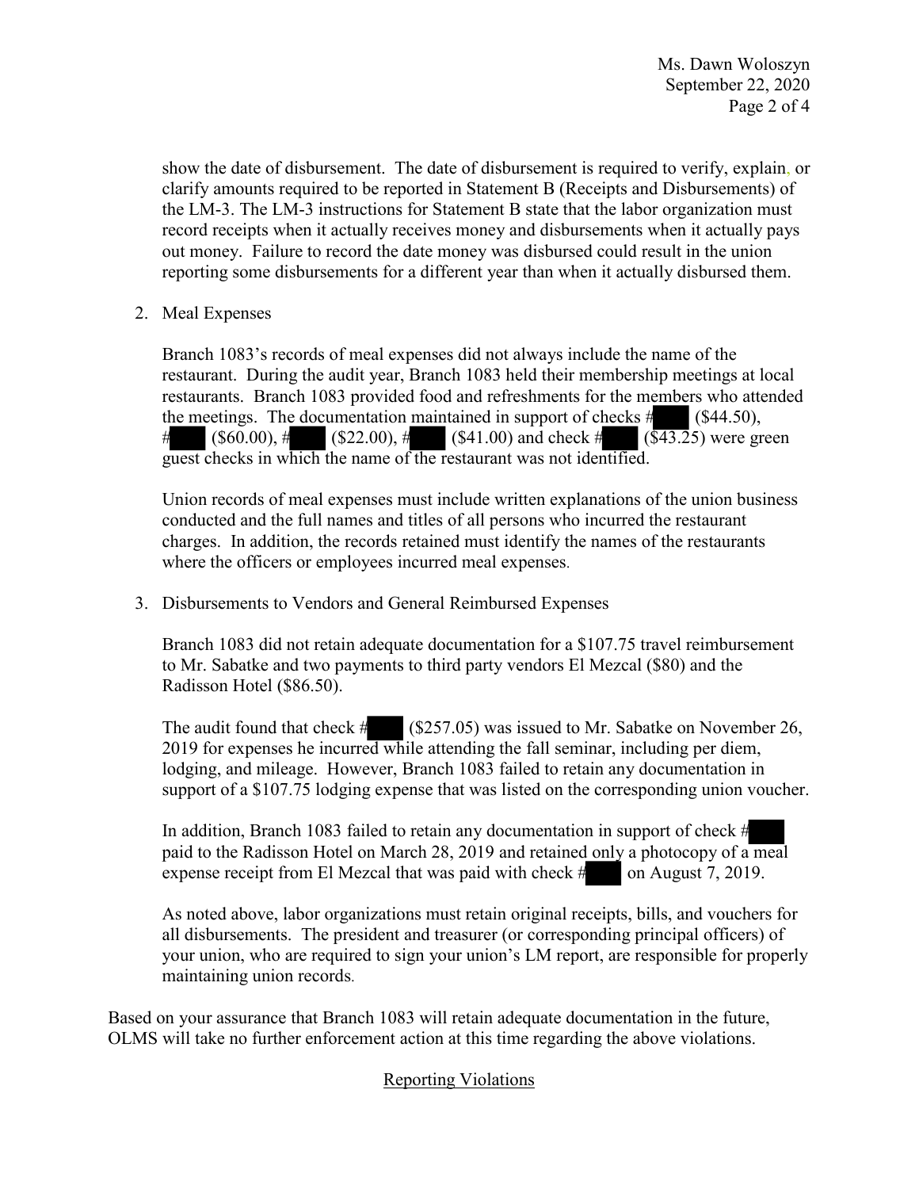show the date of disbursement. The date of disbursement is required to verify, explain, or clarify amounts required to be reported in Statement B (Receipts and Disbursements) of the LM-3. The LM-3 instructions for Statement B state that the labor organization must record receipts when it actually receives money and disbursements when it actually pays out money. Failure to record the date money was disbursed could result in the union reporting some disbursements for a different year than when it actually disbursed them.

2. Meal Expenses

   Branch 1083's records of meal expenses did not always include the name of the restaurant. During the audit year, Branch 1083 held their membership meetings at local restaurants. Branch 1083 provided food and refreshments for the members who attended the meetings. The documentation maintained in support of checks # ($44.50), # ($60.00), # ($22.00), # ($41.00) and check # ($43.25) were green guest checks in which the name of the restaurant was not identified.

   Union records of meal expenses must include written explanations of the union business conducted and the full names and titles of all persons who incurred the restaurant charges. In addition, the records retained must identify the names of the restaurants where the officers or employees incurred meal expenses.

3. Disbursements to Vendors and General Reimbursed Expenses

   Branch 1083 did not retain adequate documentation for a $107.75 travel reimbursement to Mr. Sabatke and two payments to third party vendors El Mezcal ($80) and the Radisson Hotel ($86.50).

   The audit found that check # ($257.05) was issued to Mr. Sabatke on November 26, 2019 for expenses he incurred while attending the fall seminar, including per diem, lodging, and mileage. However, Branch 1083 failed to retain any documentation in support of a $107.75 lodging expense that was listed on the corresponding union voucher.

   In addition, Branch 1083 failed to retain any documentation in support of check # paid to the Radisson Hotel on March 28, 2019 and retained only a photocopy of a meal expense receipt from El Mezcal that was paid with check # on August 7, 2019.

   As noted above, labor organizations must retain original receipts, bills, and vouchers for all disbursements. The president and treasurer (or corresponding principal officers) of your union, who are required to sign your union's LM report, are responsible for properly maintaining union records.

Based on your assurance that Branch 1083 will retain adequate documentation in the future, OLMS will take no further enforcement action at this time regarding the above violations.

## Reporting Violations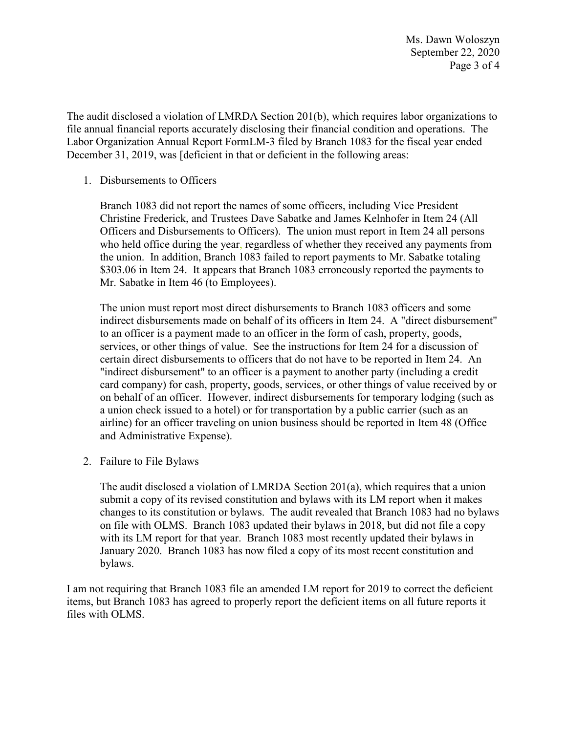The audit disclosed a violation of LMRDA Section 201(b), which requires labor organizations to file annual financial reports accurately disclosing their financial condition and operations. The Labor Organization Annual Report FormLM-3 filed by Branch 1083 for the fiscal year ended December 31, 2019, was [deficient in that or deficient in the following areas:

1. Disbursements to Officers

   Branch 1083 did not report the names of some officers, including Vice President Christine Frederick, and Trustees Dave Sabatke and James Kelnhofer in Item 24 (All Officers and Disbursements to Officers). The union must report in Item 24 all persons who held office during the year, regardless of whether they received any payments from the union. In addition, Branch 1083 failed to report payments to Mr. Sabatke totaling $303.06 in Item 24. It appears that Branch 1083 erroneously reported the payments to Mr. Sabatke in Item 46 (to Employees).

   The union must report most direct disbursements to Branch 1083 officers and some indirect disbursements made on behalf of its officers in Item 24. A "direct disbursement" to an officer is a payment made to an officer in the form of cash, property, goods, services, or other things of value. See the instructions for Item 24 for a discussion of certain direct disbursements to officers that do not have to be reported in Item 24. An "indirect disbursement" to an officer is a payment to another party (including a credit card company) for cash, property, goods, services, or other things of value received by or on behalf of an officer. However, indirect disbursements for temporary lodging (such as a union check issued to a hotel) or for transportation by a public carrier (such as an airline) for an officer traveling on union business should be reported in Item 48 (Office and Administrative Expense).

2. Failure to File Bylaws

   The audit disclosed a violation of LMRDA Section 201(a), which requires that a union submit a copy of its revised constitution and bylaws with its LM report when it makes changes to its constitution or bylaws. The audit revealed that Branch 1083 had no bylaws on file with OLMS. Branch 1083 updated their bylaws in 2018, but did not file a copy with its LM report for that year. Branch 1083 most recently updated their bylaws in January 2020. Branch 1083 has now filed a copy of its most recent constitution and bylaws.

I am not requiring that Branch 1083 file an amended LM report for 2019 to correct the deficient items, but Branch 1083 has agreed to properly report the deficient items on all future reports it files with OLMS.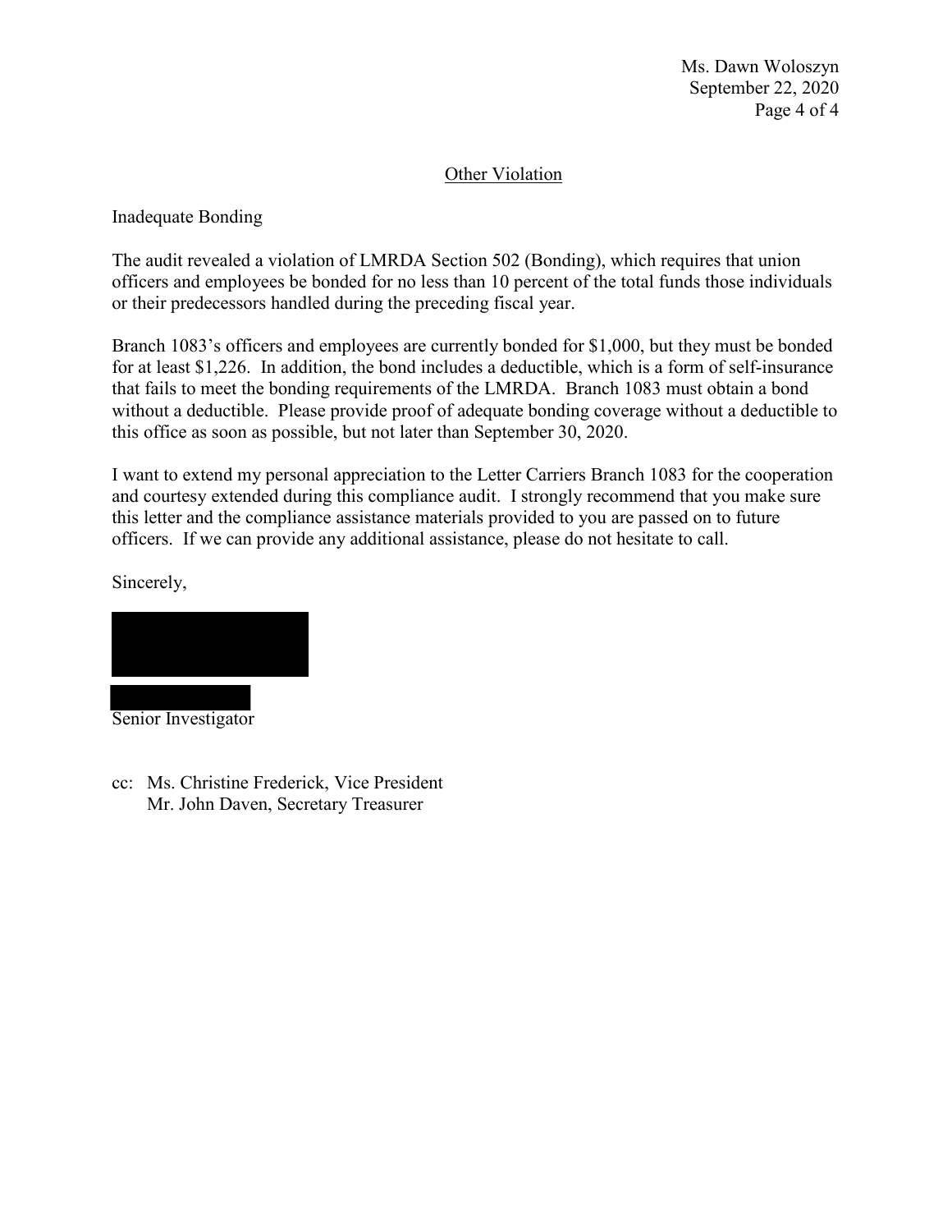## Other Violation

Inadequate Bonding

The audit revealed a violation of LMRDA Section 502 (Bonding), which requires that union officers and employees be bonded for no less than 10 percent of the total funds those individuals or their predecessors handled during the preceding fiscal year.

Branch 1083's officers and employees are currently bonded for $1,000, but they must be bonded for at least $1,226. In addition, the bond includes a deductible, which is a form of self-insurance that fails to meet the bonding requirements of the LMRDA. Branch 1083 must obtain a bond without a deductible. Please provide proof of adequate bonding coverage without a deductible to this office as soon as possible, but not later than September 30, 2020.

I want to extend my personal appreciation to the Letter Carriers Branch 1083 for the cooperation and courtesy extended during this compliance audit. I strongly recommend that you make sure this letter and the compliance assistance materials provided to you are passed on to future officers. If we can provide any additional assistance, please do not hesitate to call.

Sincerely,

Senior Investigator

cc: Ms. Christine Frederick, Vice President
Mr. John Daven, Secretary Treasurer